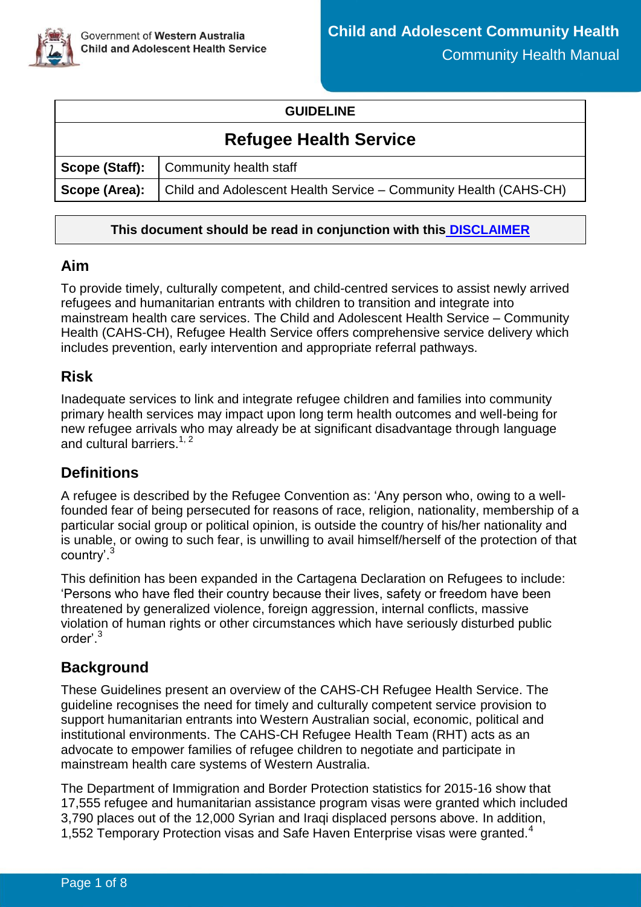| GUIDELINE | |
|---|---|
| **Refugee Health Service** | |
| **Scope (Staff):** | Community health staff |
| **Scope (Area):** | Child and Adolescent Health Service – Community Health (CAHS-CH) |

**This document should be read in conjunction with this DISCLAIMER**

## Aim

To provide timely, culturally competent, and child-centred services to assist newly arrived refugees and humanitarian entrants with children to transition and integrate into mainstream health care services. The Child and Adolescent Health Service – Community Health (CAHS-CH), Refugee Health Service offers comprehensive service delivery which includes prevention, early intervention and appropriate referral pathways.

## Risk

Inadequate services to link and integrate refugee children and families into community primary health services may impact upon long term health outcomes and well-being for new refugee arrivals who may already be at significant disadvantage through language and cultural barriers.[1, 2]

## Definitions

A refugee is described by the Refugee Convention as: 'Any person who, owing to a well-founded fear of being persecuted for reasons of race, religion, nationality, membership of a particular social group or political opinion, is outside the country of his/her nationality and is unable, or owing to such fear, is unwilling to avail himself/herself of the protection of that country'.[3]

This definition has been expanded in the Cartagena Declaration on Refugees to include: 'Persons who have fled their country because their lives, safety or freedom have been threatened by generalized violence, foreign aggression, internal conflicts, massive violation of human rights or other circumstances which have seriously disturbed public order'.[3]

## Background

These Guidelines present an overview of the CAHS-CH Refugee Health Service. The guideline recognises the need for timely and culturally competent service provision to support humanitarian entrants into Western Australian social, economic, political and institutional environments. The CAHS-CH Refugee Health Team (RHT) acts as an advocate to empower families of refugee children to negotiate and participate in mainstream health care systems of Western Australia.

The Department of Immigration and Border Protection statistics for 2015-16 show that 17,555 refugee and humanitarian assistance program visas were granted which included 3,790 places out of the 12,000 Syrian and Iraqi displaced persons above. In addition, 1,552 Temporary Protection visas and Safe Haven Enterprise visas were granted.[4]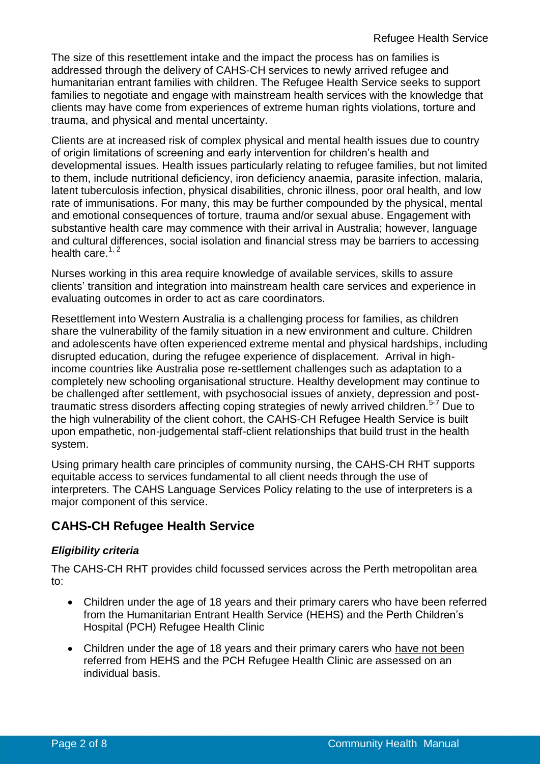The size of this resettlement intake and the impact the process has on families is addressed through the delivery of CAHS-CH services to newly arrived refugee and humanitarian entrant families with children. The Refugee Health Service seeks to support families to negotiate and engage with mainstream health services with the knowledge that clients may have come from experiences of extreme human rights violations, torture and trauma, and physical and mental uncertainty.

Clients are at increased risk of complex physical and mental health issues due to country of origin limitations of screening and early intervention for children's health and developmental issues. Health issues particularly relating to refugee families, but not limited to them, include nutritional deficiency, iron deficiency anaemia, parasite infection, malaria, latent tuberculosis infection, physical disabilities, chronic illness, poor oral health, and low rate of immunisations. For many, this may be further compounded by the physical, mental and emotional consequences of torture, trauma and/or sexual abuse. Engagement with substantive health care may commence with their arrival in Australia; however, language and cultural differences, social isolation and financial stress may be barriers to accessing health care.[1, 2]

Nurses working in this area require knowledge of available services, skills to assure clients' transition and integration into mainstream health care services and experience in evaluating outcomes in order to act as care coordinators.

Resettlement into Western Australia is a challenging process for families, as children share the vulnerability of the family situation in a new environment and culture. Children and adolescents have often experienced extreme mental and physical hardships, including disrupted education, during the refugee experience of displacement. Arrival in high-income countries like Australia pose re-settlement challenges such as adaptation to a completely new schooling organisational structure. Healthy development may continue to be challenged after settlement, with psychosocial issues of anxiety, depression and post-traumatic stress disorders affecting coping strategies of newly arrived children.[5-7] Due to the high vulnerability of the client cohort, the CAHS-CH Refugee Health Service is built upon empathetic, non-judgemental staff-client relationships that build trust in the health system.

Using primary health care principles of community nursing, the CAHS-CH RHT supports equitable access to services fundamental to all client needs through the use of interpreters. The CAHS Language Services Policy relating to the use of interpreters is a major component of this service.

## CAHS-CH Refugee Health Service

### *Eligibility criteria*

The CAHS-CH RHT provides child focussed services across the Perth metropolitan area to:

- Children under the age of 18 years and their primary carers who have been referred from the Humanitarian Entrant Health Service (HEHS) and the Perth Children's Hospital (PCH) Refugee Health Clinic
- Children under the age of 18 years and their primary carers who have not been referred from HEHS and the PCH Refugee Health Clinic are assessed on an individual basis.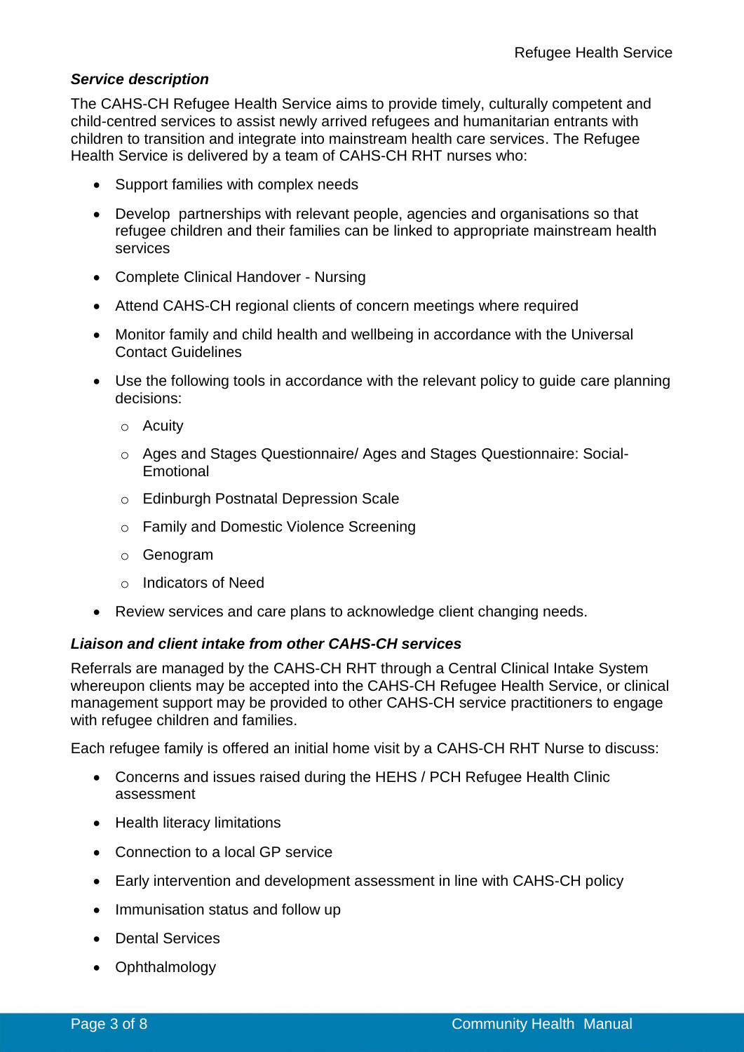### *Service description*

The CAHS-CH Refugee Health Service aims to provide timely, culturally competent and child-centred services to assist newly arrived refugees and humanitarian entrants with children to transition and integrate into mainstream health care services. The Refugee Health Service is delivered by a team of CAHS-CH RHT nurses who:

- Support families with complex needs
- Develop partnerships with relevant people, agencies and organisations so that refugee children and their families can be linked to appropriate mainstream health services
- Complete Clinical Handover - Nursing
- Attend CAHS-CH regional clients of concern meetings where required
- Monitor family and child health and wellbeing in accordance with the Universal Contact Guidelines
- Use the following tools in accordance with the relevant policy to guide care planning decisions:
    - Acuity
    - Ages and Stages Questionnaire/ Ages and Stages Questionnaire: Social-Emotional
    - Edinburgh Postnatal Depression Scale
    - Family and Domestic Violence Screening
    - Genogram
    - Indicators of Need
- Review services and care plans to acknowledge client changing needs.

### *Liaison and client intake from other CAHS-CH services*

Referrals are managed by the CAHS-CH RHT through a Central Clinical Intake System whereupon clients may be accepted into the CAHS-CH Refugee Health Service, or clinical management support may be provided to other CAHS-CH service practitioners to engage with refugee children and families.

Each refugee family is offered an initial home visit by a CAHS-CH RHT Nurse to discuss:

- Concerns and issues raised during the HEHS / PCH Refugee Health Clinic assessment
- Health literacy limitations
- Connection to a local GP service
- Early intervention and development assessment in line with CAHS-CH policy
- Immunisation status and follow up
- Dental Services
- Ophthalmology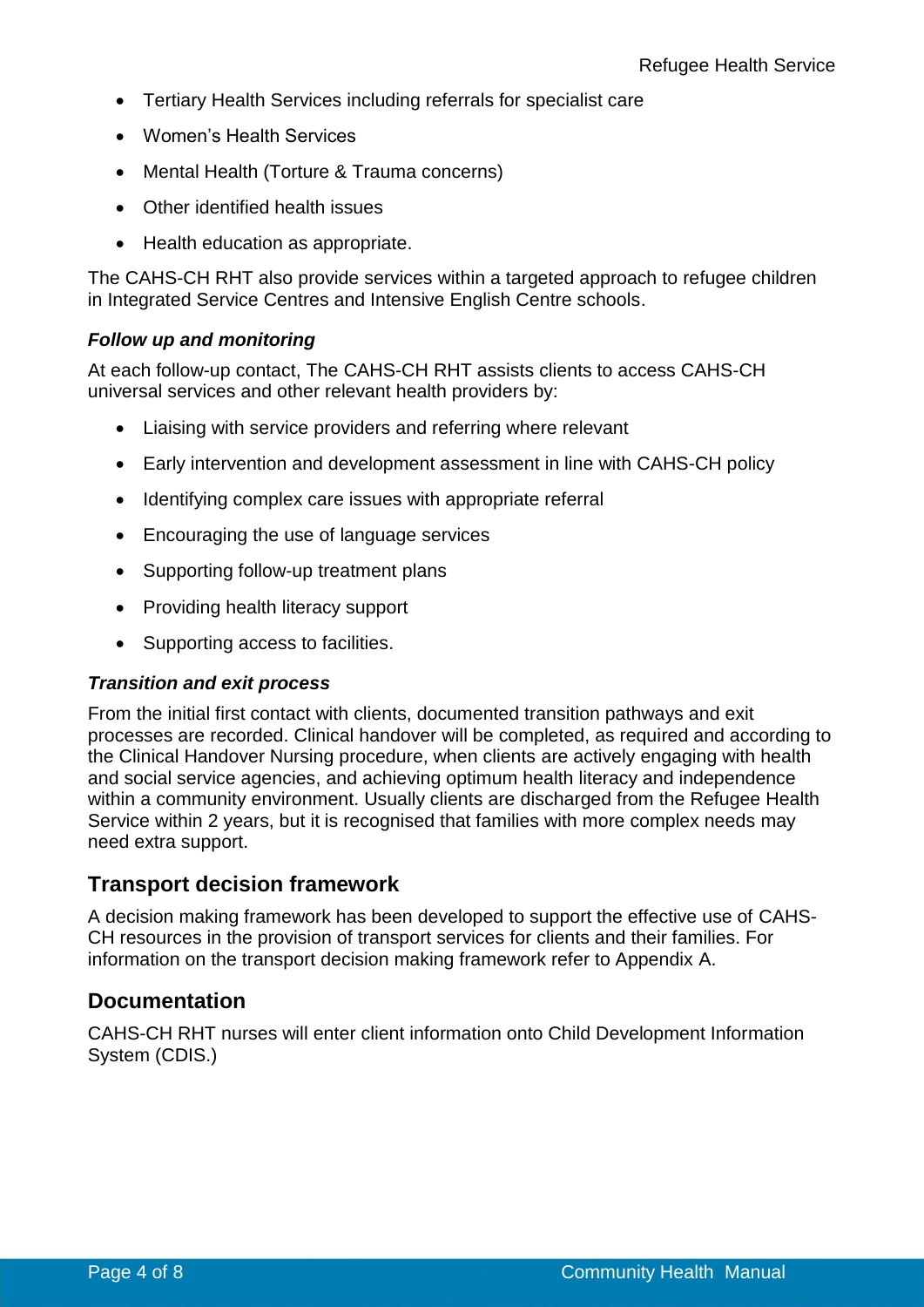- Tertiary Health Services including referrals for specialist care
- Women's Health Services
- Mental Health (Torture & Trauma concerns)
- Other identified health issues
- Health education as appropriate.

The CAHS-CH RHT also provide services within a targeted approach to refugee children in Integrated Service Centres and Intensive English Centre schools.

### *Follow up and monitoring*

At each follow-up contact, The CAHS-CH RHT assists clients to access CAHS-CH universal services and other relevant health providers by:

- Liaising with service providers and referring where relevant
- Early intervention and development assessment in line with CAHS-CH policy
- Identifying complex care issues with appropriate referral
- Encouraging the use of language services
- Supporting follow-up treatment plans
- Providing health literacy support
- Supporting access to facilities.

### *Transition and exit process*

From the initial first contact with clients, documented transition pathways and exit processes are recorded. Clinical handover will be completed, as required and according to the Clinical Handover Nursing procedure, when clients are actively engaging with health and social service agencies, and achieving optimum health literacy and independence within a community environment. Usually clients are discharged from the Refugee Health Service within 2 years, but it is recognised that families with more complex needs may need extra support.

## Transport decision framework

A decision making framework has been developed to support the effective use of CAHS-CH resources in the provision of transport services for clients and their families. For information on the transport decision making framework refer to Appendix A.

## Documentation

CAHS-CH RHT nurses will enter client information onto Child Development Information System (CDIS.)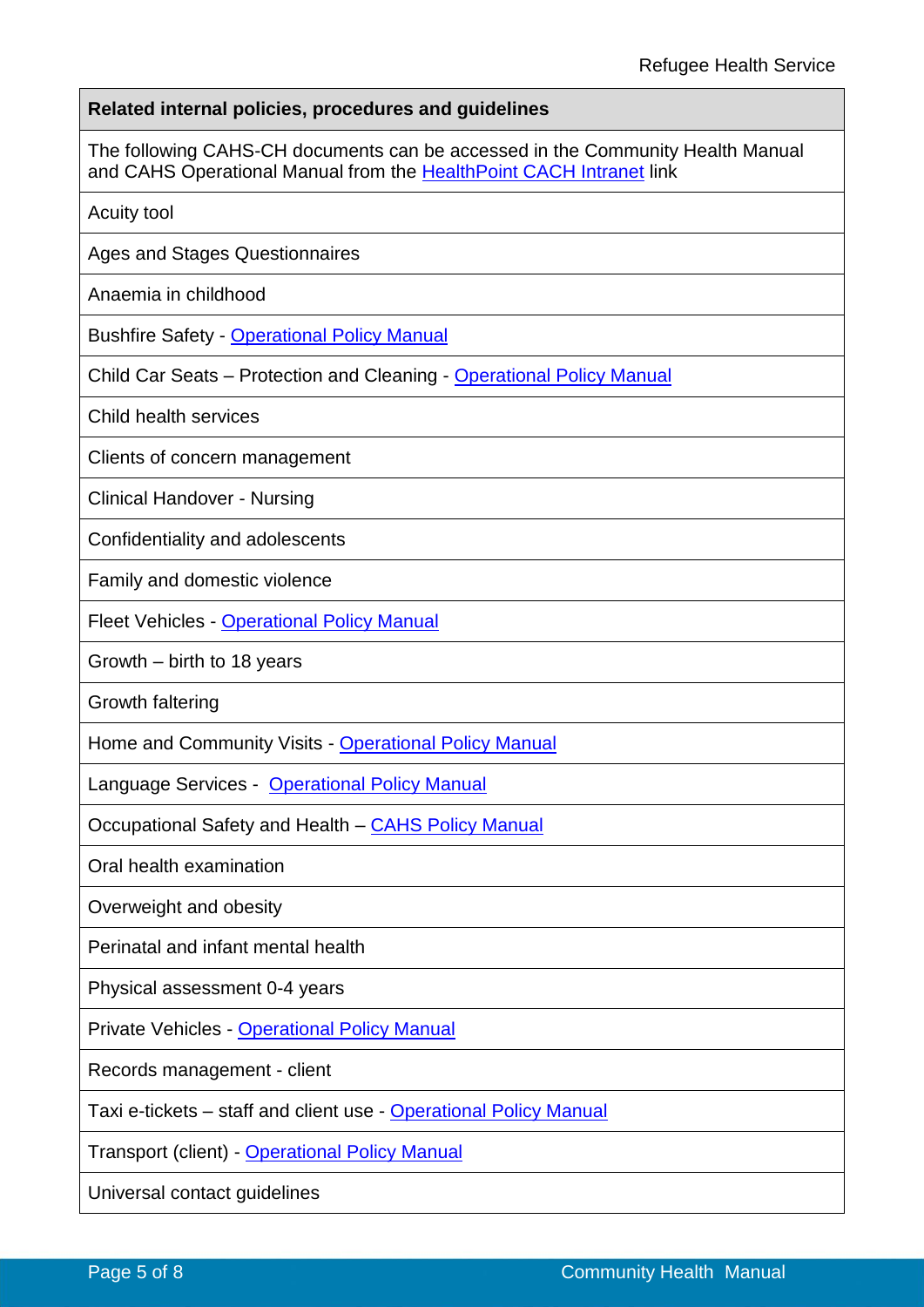| **Related internal policies, procedures and guidelines** |
|---|
| The following CAHS-CH documents can be accessed in the Community Health Manual and CAHS Operational Manual from the HealthPoint CACH Intranet link |
| Acuity tool |
| Ages and Stages Questionnaires |
| Anaemia in childhood |
| Bushfire Safety - Operational Policy Manual |
| Child Car Seats – Protection and Cleaning - Operational Policy Manual |
| Child health services |
| Clients of concern management |
| Clinical Handover - Nursing |
| Confidentiality and adolescents |
| Family and domestic violence |
| Fleet Vehicles - Operational Policy Manual |
| Growth – birth to 18 years |
| Growth faltering |
| Home and Community Visits - Operational Policy Manual |
| Language Services - Operational Policy Manual |
| Occupational Safety and Health – CAHS Policy Manual |
| Oral health examination |
| Overweight and obesity |
| Perinatal and infant mental health |
| Physical assessment 0-4 years |
| Private Vehicles - Operational Policy Manual |
| Records management - client |
| Taxi e-tickets – staff and client use - Operational Policy Manual |
| Transport (client) - Operational Policy Manual |
| Universal contact guidelines |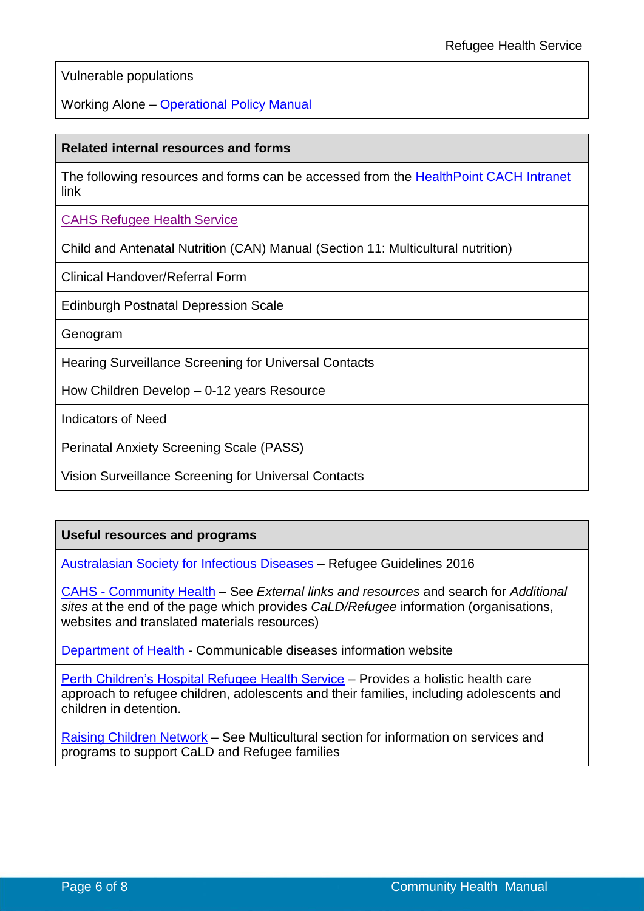| Vulnerable populations |
|---|
| Working Alone – Operational Policy Manual |

| **Related internal resources and forms** |
|---|
| The following resources and forms can be accessed from the HealthPoint CACH Intranet link |
| CAHS Refugee Health Service |
| Child and Antenatal Nutrition (CAN) Manual (Section 11: Multicultural nutrition) |
| Clinical Handover/Referral Form |
| Edinburgh Postnatal Depression Scale |
| Genogram |
| Hearing Surveillance Screening for Universal Contacts |
| How Children Develop – 0-12 years Resource |
| Indicators of Need |
| Perinatal Anxiety Screening Scale (PASS) |
| Vision Surveillance Screening for Universal Contacts |

| **Useful resources and programs** |
|---|
| Australasian Society for Infectious Diseases – Refugee Guidelines 2016 |
| CAHS - Community Health – See *External links and resources* and search for *Additional sites* at the end of the page which provides *CaLD/Refugee* information (organisations, websites and translated materials resources) |
| Department of Health - Communicable diseases information website |
| Perth Children's Hospital Refugee Health Service – Provides a holistic health care approach to refugee children, adolescents and their families, including adolescents and children in detention. |
| Raising Children Network – See Multicultural section for information on services and programs to support CaLD and Refugee families |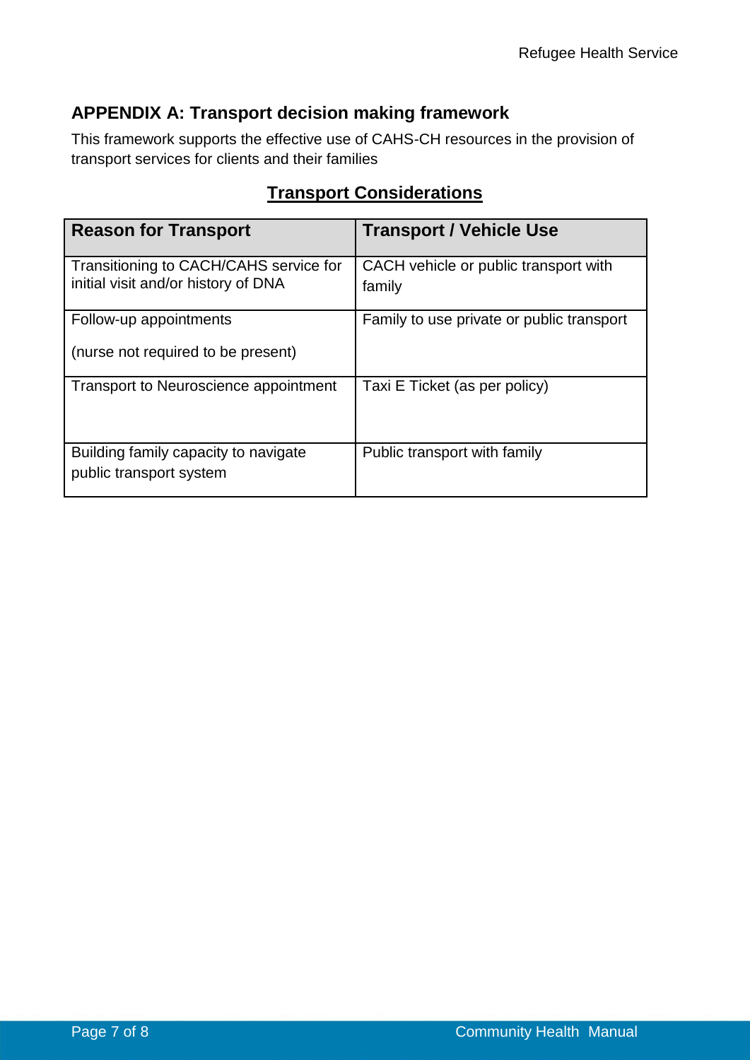## APPENDIX A: Transport decision making framework

This framework supports the effective use of CAHS-CH resources in the provision of transport services for clients and their families

### Transport Considerations

| Reason for Transport | Transport / Vehicle Use |
|---|---|
| Transitioning to CACH/CAHS service for initial visit and/or history of DNA | CACH vehicle or public transport with family |
| Follow-up appointments<br><br>(nurse not required to be present) | Family to use private or public transport |
| Transport to Neuroscience appointment | Taxi E Ticket (as per policy) |
| Building family capacity to navigate public transport system | Public transport with family |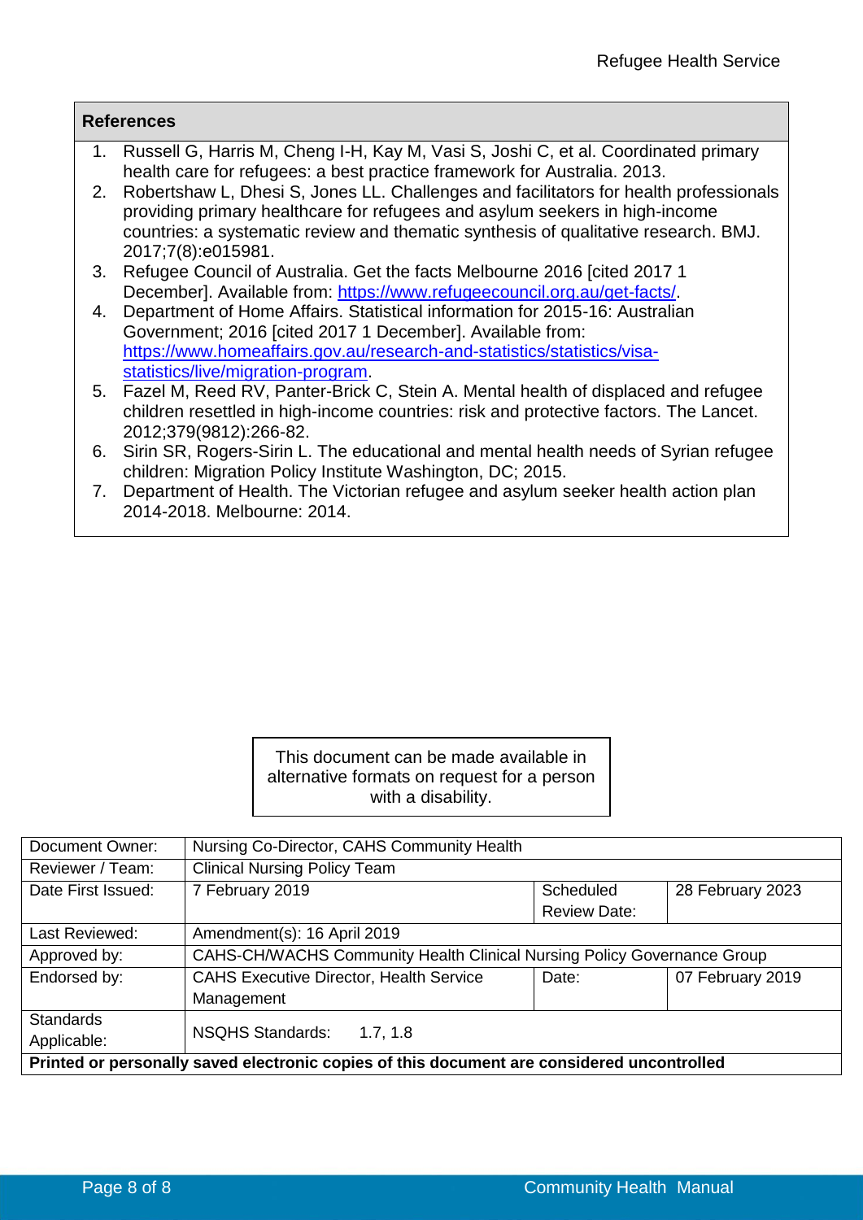## References

1. Russell G, Harris M, Cheng I-H, Kay M, Vasi S, Joshi C, et al. Coordinated primary health care for refugees: a best practice framework for Australia. 2013.
2. Robertshaw L, Dhesi S, Jones LL. Challenges and facilitators for health professionals providing primary healthcare for refugees and asylum seekers in high-income countries: a systematic review and thematic synthesis of qualitative research. BMJ. 2017;7(8):e015981.
3. Refugee Council of Australia. Get the facts Melbourne 2016 [cited 2017 1 December]. Available from: [https://www.refugeecouncil.org.au/get-facts/](https://www.refugeecouncil.org.au/get-facts/).
4. Department of Home Affairs. Statistical information for 2015-16: Australian Government; 2016 [cited 2017 1 December]. Available from: [https://www.homeaffairs.gov.au/research-and-statistics/statistics/visa-statistics/live/migration-program](https://www.homeaffairs.gov.au/research-and-statistics/statistics/visa-statistics/live/migration-program).
5. Fazel M, Reed RV, Panter-Brick C, Stein A. Mental health of displaced and refugee children resettled in high-income countries: risk and protective factors. The Lancet. 2012;379(9812):266-82.
6. Sirin SR, Rogers-Sirin L. The educational and mental health needs of Syrian refugee children: Migration Policy Institute Washington, DC; 2015.
7. Department of Health. The Victorian refugee and asylum seeker health action plan 2014-2018. Melbourne: 2014.

This document can be made available in alternative formats on request for a person with a disability.

| | | | |
|---|---|---|---|
| Document Owner: | Nursing Co-Director, CAHS Community Health | | |
| Reviewer / Team: | Clinical Nursing Policy Team | | |
| Date First Issued: | 7 February 2019 | Scheduled Review Date: | 28 February 2023 |
| Last Reviewed: | Amendment(s): 16 April 2019 | | |
| Approved by: | CAHS-CH/WACHS Community Health Clinical Nursing Policy Governance Group | | |
| Endorsed by: | CAHS Executive Director, Health Service Management | Date: | 07 February 2019 |
| Standards Applicable: | NSQHS Standards: 1.7, 1.8 | | |
| **Printed or personally saved electronic copies of this document are considered uncontrolled** | | | |